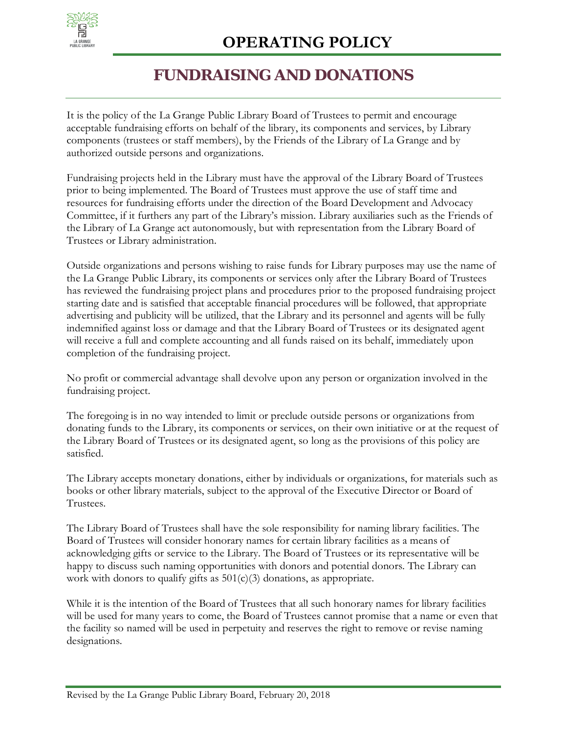# OPERATING POLICY

## FUNDRAISING AND DONATIONS

It is the policy of the La Grange Public Library Board of Trustees to permit and encourage acceptable fundraising efforts on behalf of the library, its components and services, by Library components (trustees or staff members), by the Friends of the Library of La Grange and by authorized outside persons and organizations.

Fundraising projects held in the Library must have the approval of the Library Board of Trustees prior to being implemented. The Board of Trustees must approve the use of staff time and resources for fundraising efforts under the direction of the Board Development and Advocacy Committee, if it furthers any part of the Library's mission. Library auxiliaries such as the Friends of the Library of La Grange act autonomously, but with representation from the Library Board of Trustees or Library administration.

Outside organizations and persons wishing to raise funds for Library purposes may use the name of the La Grange Public Library, its components or services only after the Library Board of Trustees has reviewed the fundraising project plans and procedures prior to the proposed fundraising project starting date and is satisfied that acceptable financial procedures will be followed, that appropriate advertising and publicity will be utilized, that the Library and its personnel and agents will be fully indemnified against loss or damage and that the Library Board of Trustees or its designated agent will receive a full and complete accounting and all funds raised on its behalf, immediately upon completion of the fundraising project.

No profit or commercial advantage shall devolve upon any person or organization involved in the fundraising project.

The foregoing is in no way intended to limit or preclude outside persons or organizations from donating funds to the Library, its components or services, on their own initiative or at the request of the Library Board of Trustees or its designated agent, so long as the provisions of this policy are satisfied.

The Library accepts monetary donations, either by individuals or organizations, for materials such as books or other library materials, subject to the approval of the Executive Director or Board of Trustees.

The Library Board of Trustees shall have the sole responsibility for naming library facilities. The Board of Trustees will consider honorary names for certain library facilities as a means of acknowledging gifts or service to the Library. The Board of Trustees or its representative will be happy to discuss such naming opportunities with donors and potential donors. The Library can work with donors to qualify gifts as 501(c)(3) donations, as appropriate.

While it is the intention of the Board of Trustees that all such honorary names for library facilities will be used for many years to come, the Board of Trustees cannot promise that a name or even that the facility so named will be used in perpetuity and reserves the right to remove or revise naming designations.

Revised by the La Grange Public Library Board, February 20, 2018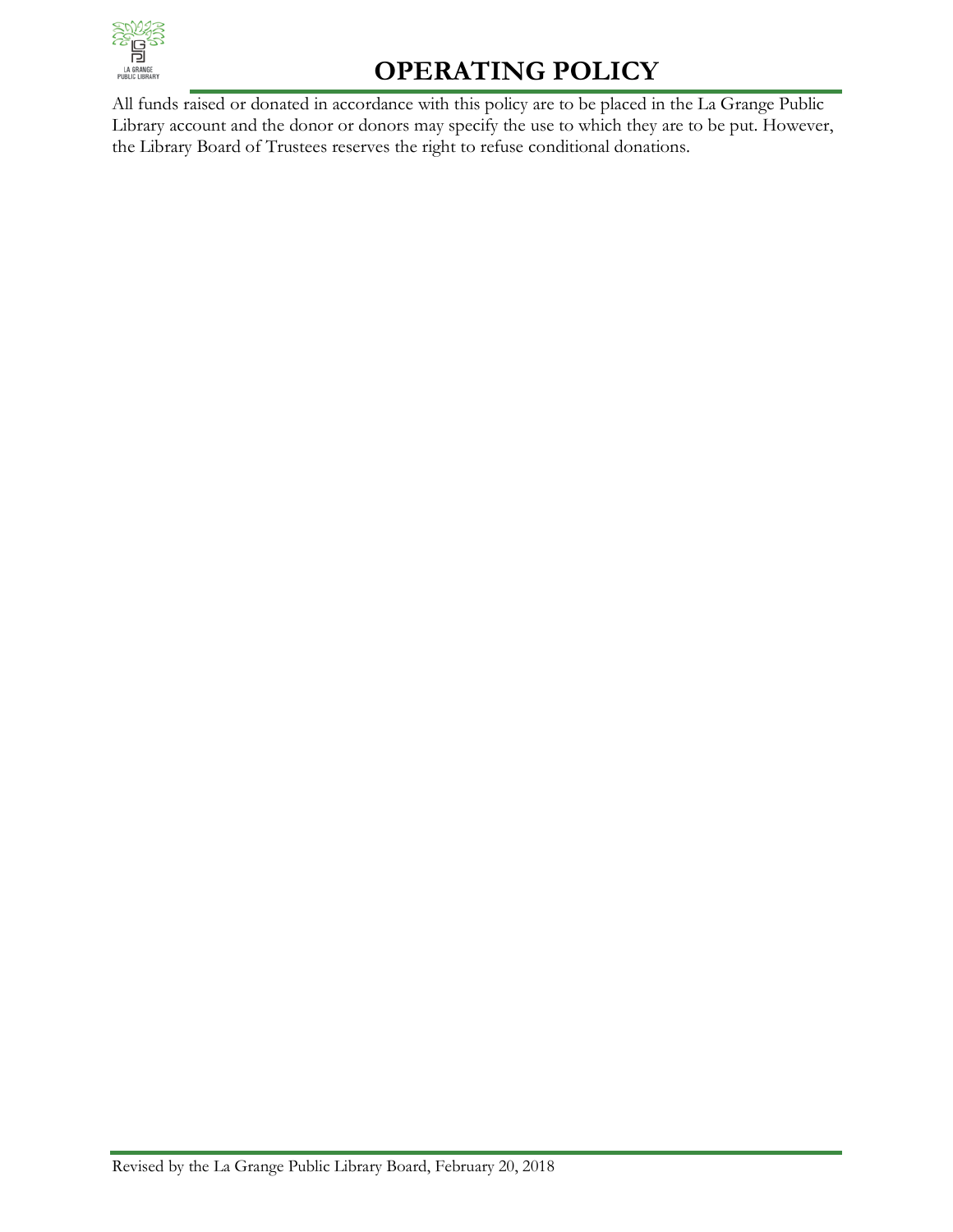# OPERATING POLICY

All funds raised or donated in accordance with this policy are to be placed in the La Grange Public Library account and the donor or donors may specify the use to which they are to be put. However, the Library Board of Trustees reserves the right to refuse conditional donations.

Revised by the La Grange Public Library Board, February 20, 2018